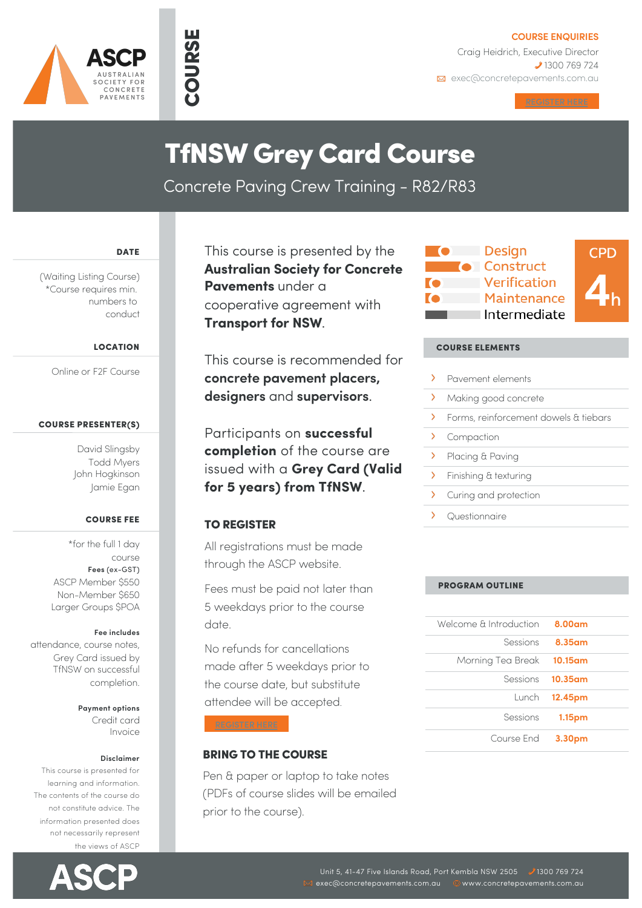ASCP
AUSTRALIAN SOCIETY FOR CONCRETE PAVEMENTS

COURSE

**COURSE ENQUIRIES**
Craig Heidrich, Executive Director
1300 769 724
exec@concretepavements.com.au

REGISTER HERE

# TfNSW Grey Card Course

## Concrete Paving Crew Training - R82/R83

**DATE**

(Waiting Listing Course)
*Course requires min. numbers to conduct

**LOCATION**

Online or F2F Course

**COURSE PRESENTER(S)**

David Slingsby
Todd Myers
John Hogkinson
Jamie Egan

**COURSE FEE**

*for the full 1 day course

**Fees** (ex-GST)
ASCP Member $550
Non-Member $650
Larger Groups $POA

**Fee includes**
attendance, course notes, Grey Card issued by TfNSW on successful completion.

**Payment options**
Credit card
Invoice

**Disclaimer**
This course is presented for learning and information. The contents of the course do not constitute advice. The information presented does not necessarily represent the views of ASCP

This course is presented by the **Australian Society for Concrete Pavements** under a cooperative agreement with **Transport for NSW**.

This course is recommended for **concrete pavement placers, designers** and **supervisors**.

Participants on **successful completion** of the course are issued with a **Grey Card (Valid for 5 years) from TfNSW**.

### TO REGISTER

All registrations must be made through the ASCP website.

Fees must be paid not later than 5 weekdays prior to the course date.

No refunds for cancellations made after 5 weekdays prior to the course date, but substitute attendee will be accepted.

REGISTER HERE

### BRING TO THE COURSE

Pen & paper or laptop to take notes (PDFs of course slides will be emailed prior to the course).

Design
Construct
Verification
Maintenance
Intermediate

CPD 4h

**COURSE ELEMENTS**

- Pavement elements
- Making good concrete
- Forms, reinforcement dowels & tiebars
- Compaction
- Placing & Paving
- Finishing & texturing
- Curing and protection
- Questionnaire

**PROGRAM OUTLINE**

| | |
|---|---|
| Welcome & Introduction | 8.00am |
| Sessions | 8.35am |
| Morning Tea Break | 10.15am |
| Sessions | 10.35am |
| Lunch | 12.45pm |
| Sessions | 1.15pm |
| Course End | 3.30pm |

ASCP
Unit 5, 41-47 Five Islands Road, Port Kembla NSW 2505 1300 769 724
exec@concretepavements.com.au www.concretepavements.com.au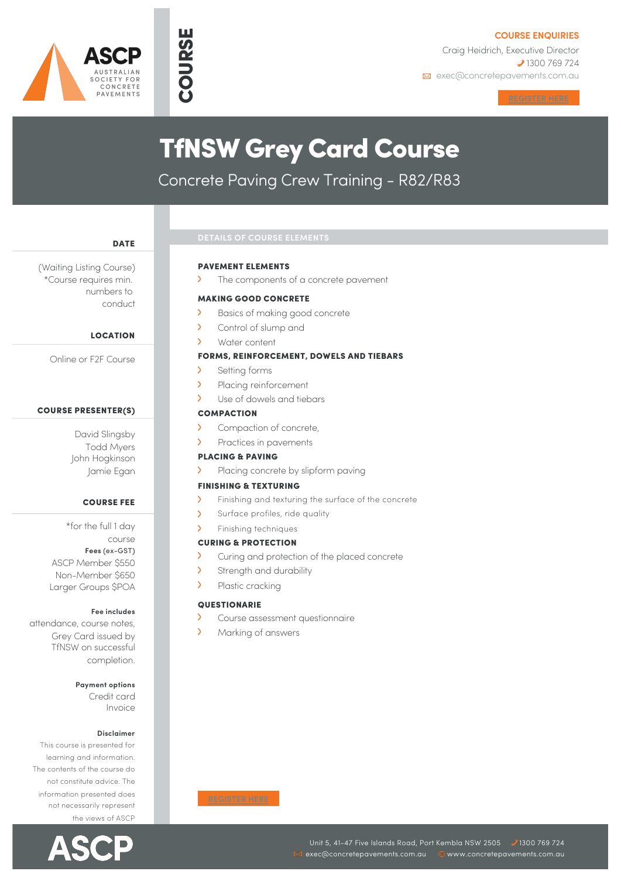ASCP
AUSTRALIAN SOCIETY FOR CONCRETE PAVEMENTS

COURSE

**COURSE ENQUIRIES**
Craig Heidrich, Executive Director
1300 769 724
exec@concretepavements.com.au

REGISTER HERE

# TfNSW Grey Card Course

## Concrete Paving Crew Training - R82/R83

**DATE**

(Waiting Listing Course)
*Course requires min. numbers to conduct

**LOCATION**

Online or F2F Course

**COURSE PRESENTER(S)**

David Slingsby
Todd Myers
John Hogkinson
Jamie Egan

**COURSE FEE**

*for the full 1 day course

**Fees (ex-GST)**
ASCP Member $550
Non-Member $650
Larger Groups $POA

**Fee includes**
attendance, course notes, Grey Card issued by TfNSW on successful completion.

**Payment options**
Credit card
Invoice

**Disclaimer**
This course is presented for learning and information. The contents of the course do not constitute advice. The information presented does not necessarily represent the views of ASCP

### DETAILS OF COURSE ELEMENTS

**PAVEMENT ELEMENTS**
- The components of a concrete pavement

**MAKING GOOD CONCRETE**
- Basics of making good concrete
- Control of slump and
- Water content

**FORMS, REINFORCEMENT, DOWELS AND TIEBARS**
- Setting forms
- Placing reinforcement
- Use of dowels and tiebars

**COMPACTION**
- Compaction of concrete,
- Practices in pavements

**PLACING & PAVING**
- Placing concrete by slipform paving

**FINISHING & TEXTURING**
- Finishing and texturing the surface of the concrete
- Surface profiles, ride quality
- Finishing techniques

**CURING & PROTECTION**
- Curing and protection of the placed concrete
- Strength and durability
- Plastic cracking

**QUESTIONARIE**
- Course assessment questionnaire
- Marking of answers

REGISTER HERE

ASCP

Unit 5, 41-47 Five Islands Road, Port Kembla NSW 2505 1300 769 724
exec@concretepavements.com.au www.concretepavements.com.au